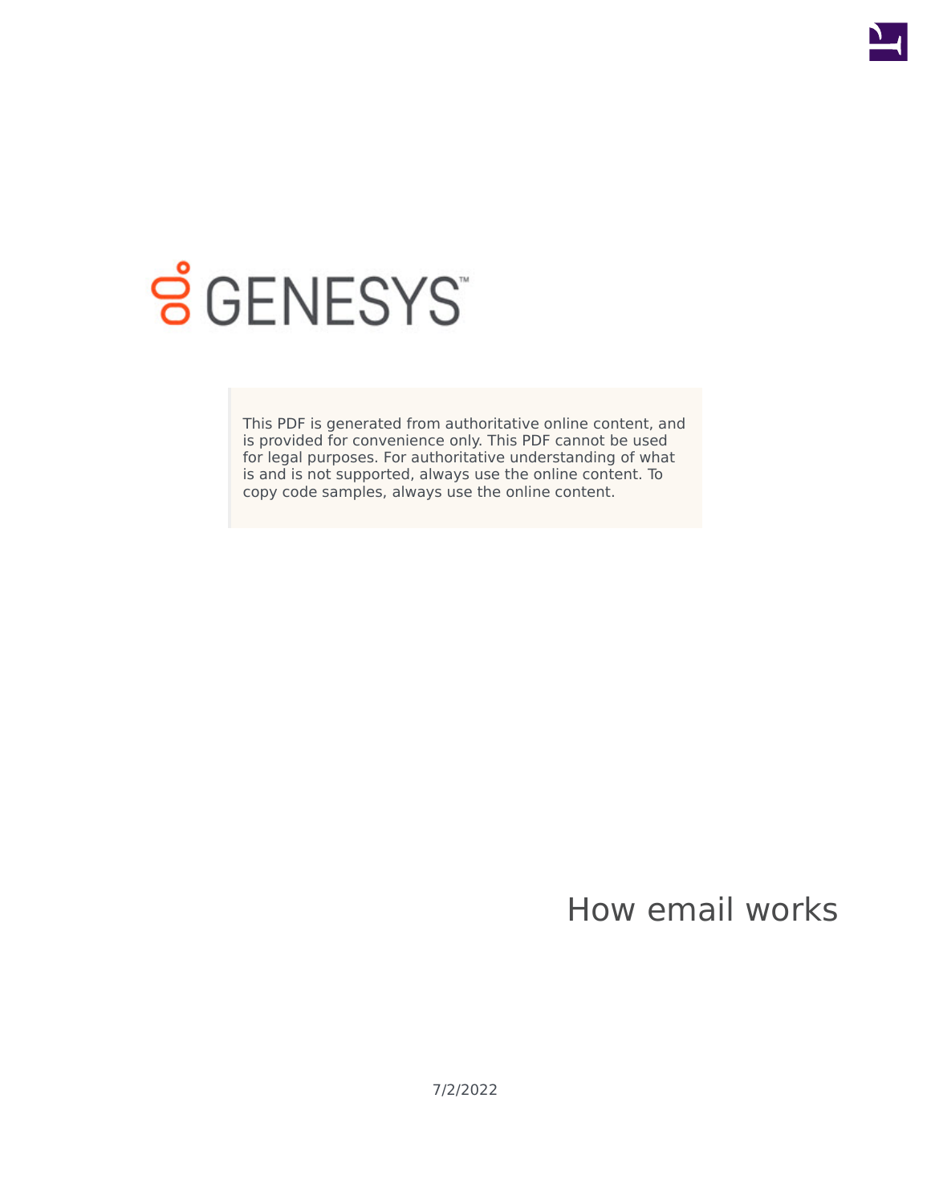This PDF is generated from authoritative online content, and is provided for convenience only. This PDF cannot be used for legal purposes. For authoritative understanding of what is and is not supported, always use the online content. To copy code samples, always use the online content.

# How email works

7/2/2022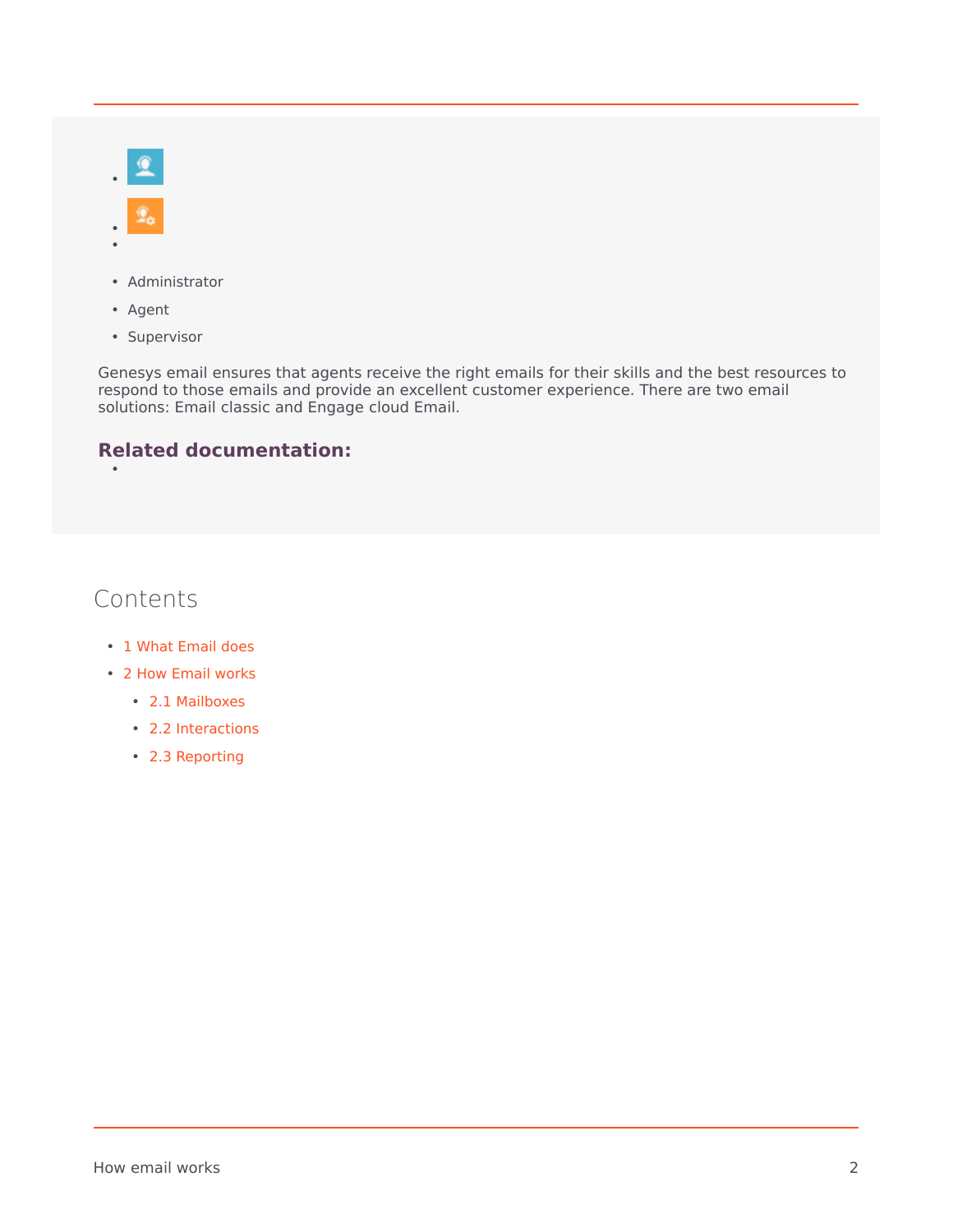- Administrator
- Agent
- Supervisor

Genesys email ensures that agents receive the right emails for their skills and the best resources to respond to those emails and provide an excellent customer experience. There are two email solutions: Email classic and Engage cloud Email.

**Related documentation:**

## Contents

- 1 What Email does
- 2 How Email works
  - 2.1 Mailboxes
  - 2.2 Interactions
  - 2.3 Reporting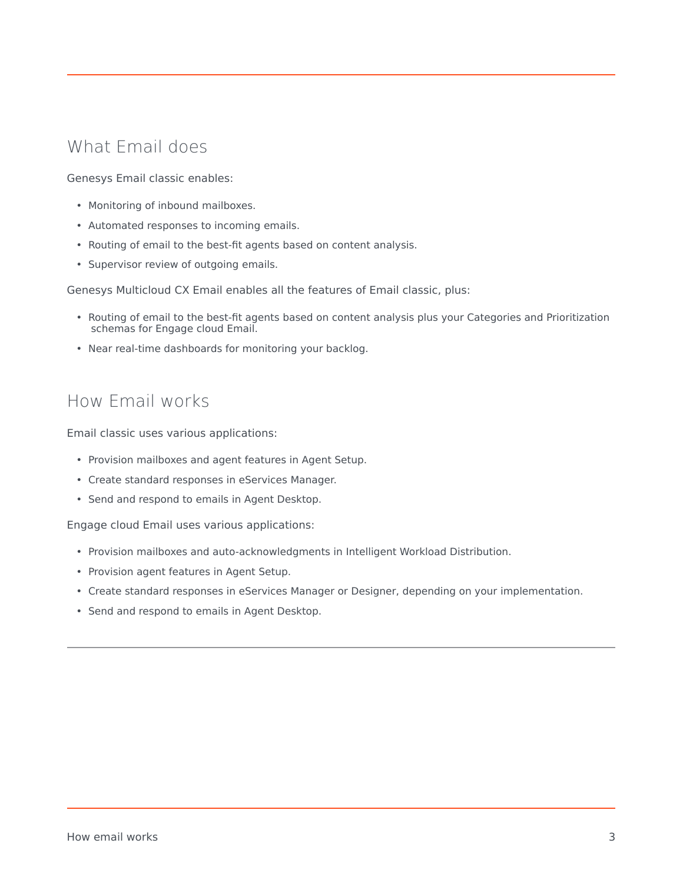## What Email does

Genesys Email classic enables:

- Monitoring of inbound mailboxes.
- Automated responses to incoming emails.
- Routing of email to the best-fit agents based on content analysis.
- Supervisor review of outgoing emails.

Genesys Multicloud CX Email enables all the features of Email classic, plus:

- Routing of email to the best-fit agents based on content analysis plus your Categories and Prioritization schemas for Engage cloud Email.
- Near real-time dashboards for monitoring your backlog.

## How Email works

Email classic uses various applications:

- Provision mailboxes and agent features in Agent Setup.
- Create standard responses in eServices Manager.
- Send and respond to emails in Agent Desktop.

Engage cloud Email uses various applications:

- Provision mailboxes and auto-acknowledgments in Intelligent Workload Distribution.
- Provision agent features in Agent Setup.
- Create standard responses in eServices Manager or Designer, depending on your implementation.
- Send and respond to emails in Agent Desktop.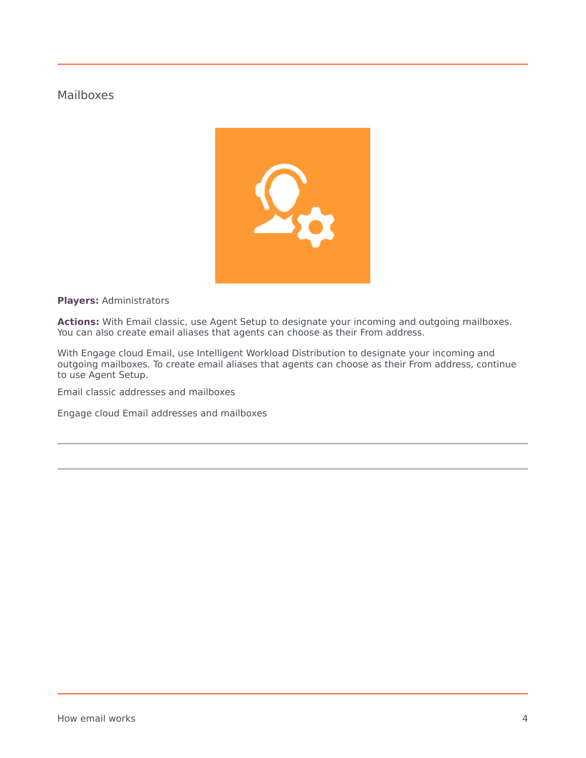## Mailboxes

**Players:** Administrators

**Actions:** With Email classic, use Agent Setup to designate your incoming and outgoing mailboxes. You can also create email aliases that agents can choose as their From address.

With Engage cloud Email, use Intelligent Workload Distribution to designate your incoming and outgoing mailboxes. To create email aliases that agents can choose as their From address, continue to use Agent Setup.

Email classic addresses and mailboxes

Engage cloud Email addresses and mailboxes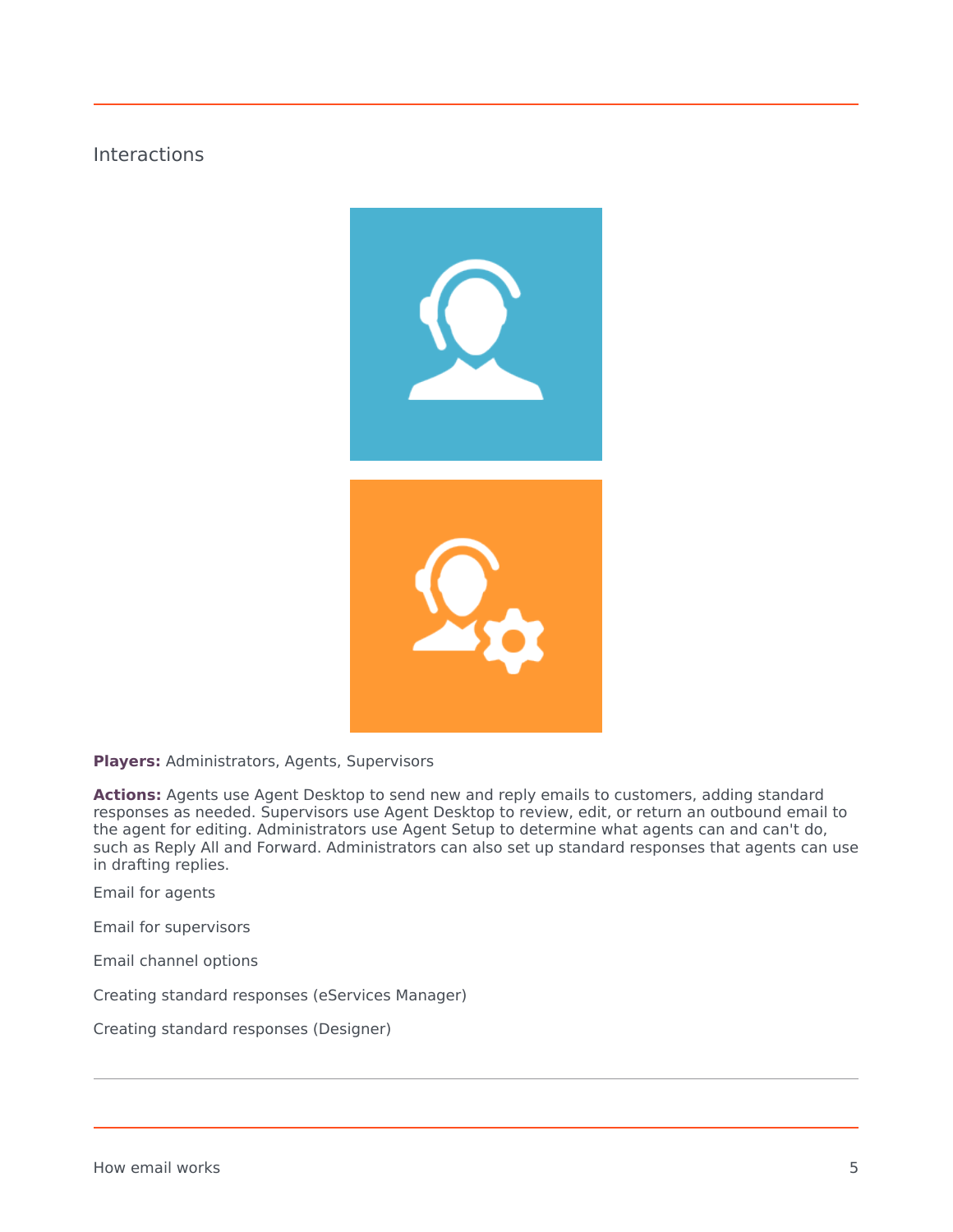## Interactions

**Players:** Administrators, Agents, Supervisors

**Actions:** Agents use Agent Desktop to send new and reply emails to customers, adding standard responses as needed. Supervisors use Agent Desktop to review, edit, or return an outbound email to the agent for editing. Administrators use Agent Setup to determine what agents can and can't do, such as Reply All and Forward. Administrators can also set up standard responses that agents can use in drafting replies.

Email for agents

Email for supervisors

Email channel options

Creating standard responses (eServices Manager)

Creating standard responses (Designer)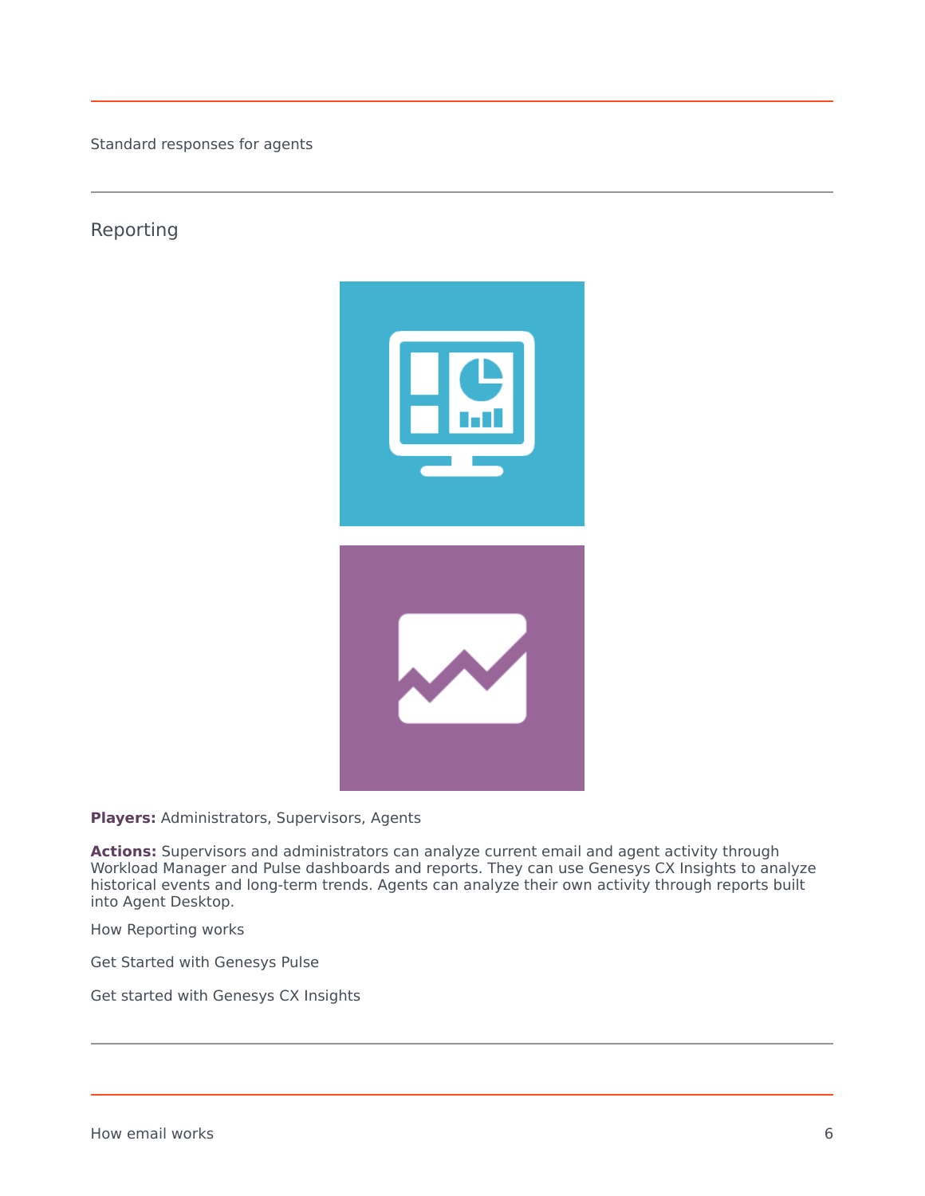Standard responses for agents

## Reporting

**Players:** Administrators, Supervisors, Agents

**Actions:** Supervisors and administrators can analyze current email and agent activity through Workload Manager and Pulse dashboards and reports. They can use Genesys CX Insights to analyze historical events and long-term trends. Agents can analyze their own activity through reports built into Agent Desktop.

How Reporting works

Get Started with Genesys Pulse

Get started with Genesys CX Insights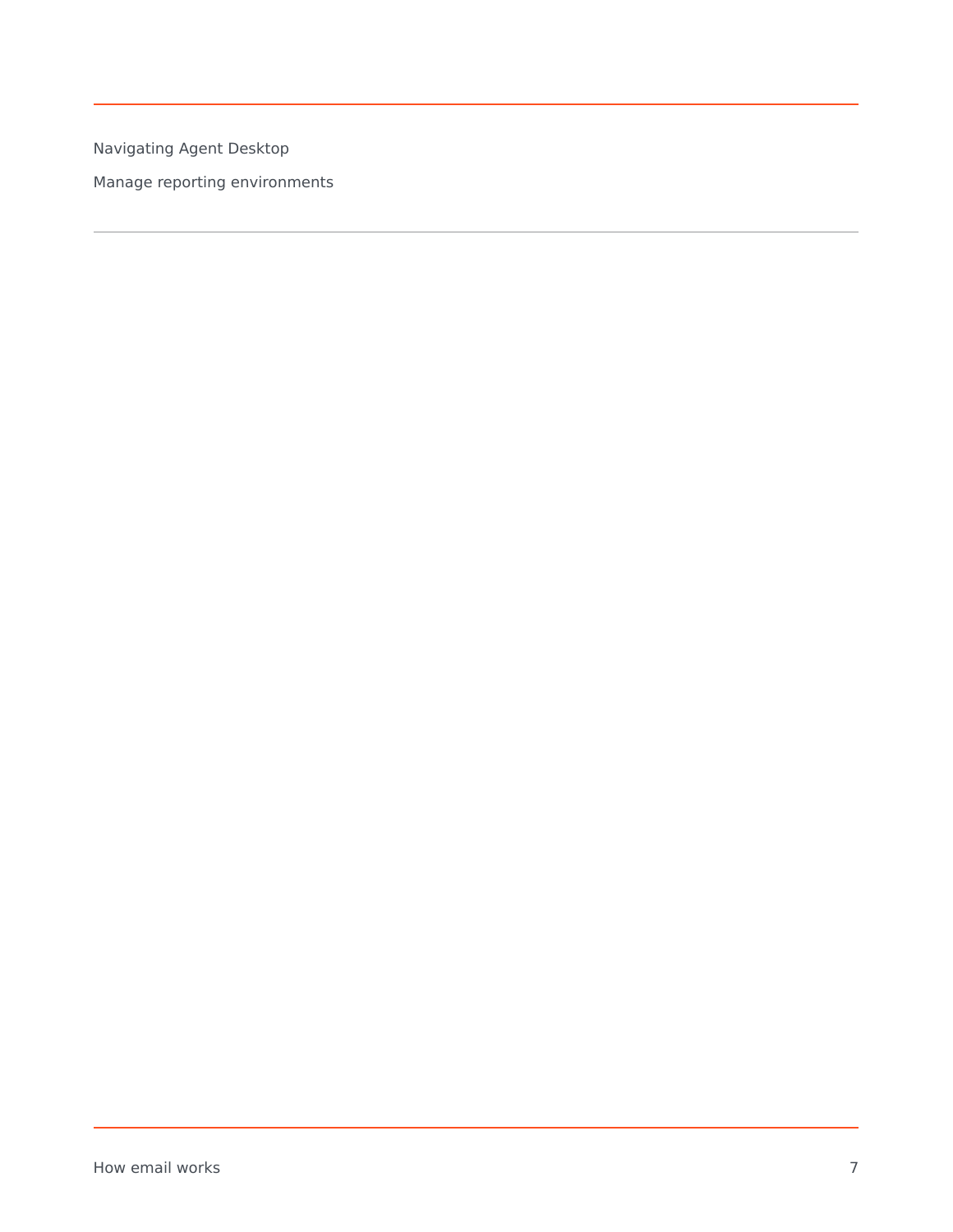Navigating Agent Desktop

Manage reporting environments